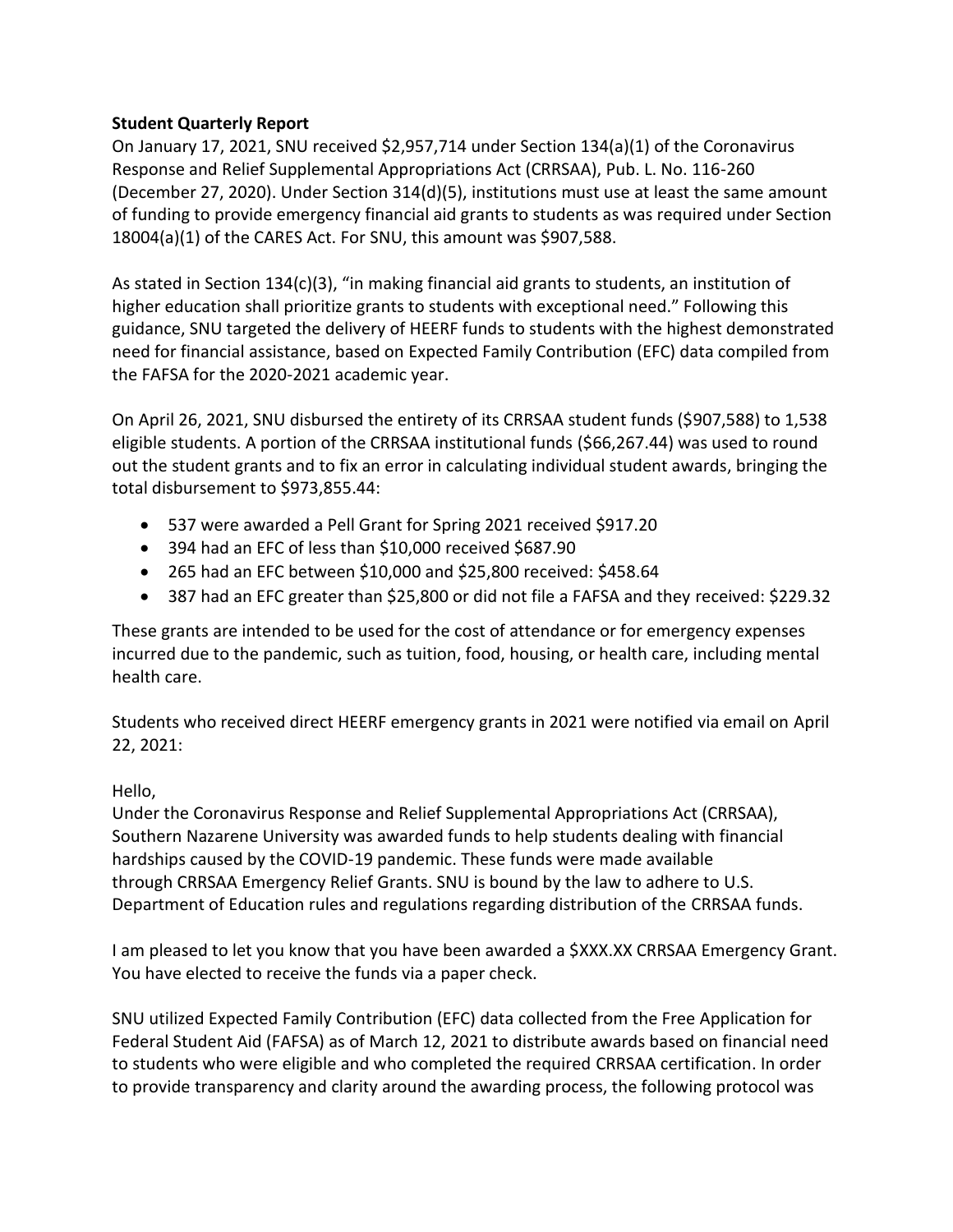**Student Quarterly Report**

On January 17, 2021, SNU received $2,957,714 under Section 134(a)(1) of the Coronavirus Response and Relief Supplemental Appropriations Act (CRRSAA), Pub. L. No. 116-260 (December 27, 2020). Under Section 314(d)(5), institutions must use at least the same amount of funding to provide emergency financial aid grants to students as was required under Section 18004(a)(1) of the CARES Act. For SNU, this amount was $907,588.

As stated in Section 134(c)(3), "in making financial aid grants to students, an institution of higher education shall prioritize grants to students with exceptional need." Following this guidance, SNU targeted the delivery of HEERF funds to students with the highest demonstrated need for financial assistance, based on Expected Family Contribution (EFC) data compiled from the FAFSA for the 2020-2021 academic year.

On April 26, 2021, SNU disbursed the entirety of its CRRSAA student funds ($907,588) to 1,538 eligible students. A portion of the CRRSAA institutional funds ($66,267.44) was used to round out the student grants and to fix an error in calculating individual student awards, bringing the total disbursement to $973,855.44:

- 537 were awarded a Pell Grant for Spring 2021 received $917.20
- 394 had an EFC of less than $10,000 received $687.90
- 265 had an EFC between $10,000 and $25,800 received: $458.64
- 387 had an EFC greater than $25,800 or did not file a FAFSA and they received: $229.32

These grants are intended to be used for the cost of attendance or for emergency expenses incurred due to the pandemic, such as tuition, food, housing, or health care, including mental health care.

Students who received direct HEERF emergency grants in 2021 were notified via email on April 22, 2021:

Hello,

Under the Coronavirus Response and Relief Supplemental Appropriations Act (CRRSAA), Southern Nazarene University was awarded funds to help students dealing with financial hardships caused by the COVID-19 pandemic. These funds were made available through CRRSAA Emergency Relief Grants. SNU is bound by the law to adhere to U.S. Department of Education rules and regulations regarding distribution of the CRRSAA funds.

I am pleased to let you know that you have been awarded a $XXX.XX CRRSAA Emergency Grant. You have elected to receive the funds via a paper check.

SNU utilized Expected Family Contribution (EFC) data collected from the Free Application for Federal Student Aid (FAFSA) as of March 12, 2021 to distribute awards based on financial need to students who were eligible and who completed the required CRRSAA certification. In order to provide transparency and clarity around the awarding process, the following protocol was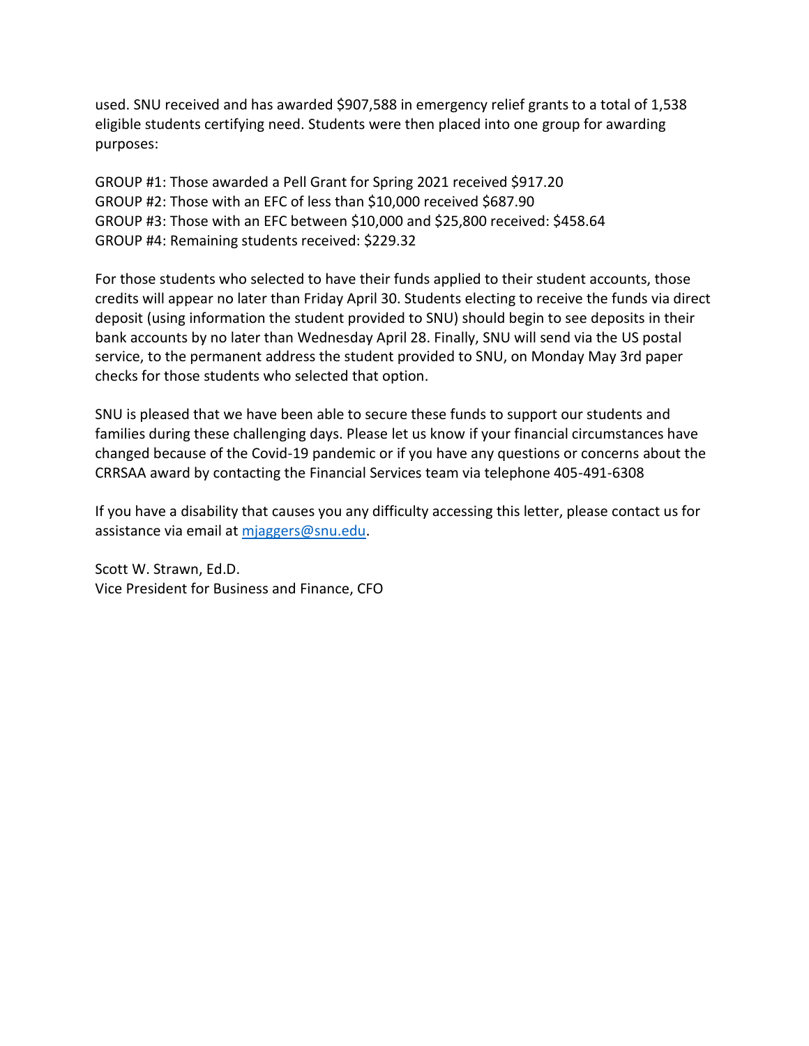used. SNU received and has awarded $907,588 in emergency relief grants to a total of 1,538 eligible students certifying need. Students were then placed into one group for awarding purposes:

GROUP #1: Those awarded a Pell Grant for Spring 2021 received $917.20
GROUP #2: Those with an EFC of less than $10,000 received $687.90
GROUP #3: Those with an EFC between $10,000 and $25,800 received: $458.64
GROUP #4: Remaining students received: $229.32

For those students who selected to have their funds applied to their student accounts, those credits will appear no later than Friday April 30. Students electing to receive the funds via direct deposit (using information the student provided to SNU) should begin to see deposits in their bank accounts by no later than Wednesday April 28. Finally, SNU will send via the US postal service, to the permanent address the student provided to SNU, on Monday May 3rd paper checks for those students who selected that option.

SNU is pleased that we have been able to secure these funds to support our students and families during these challenging days. Please let us know if your financial circumstances have changed because of the Covid-19 pandemic or if you have any questions or concerns about the CRRSAA award by contacting the Financial Services team via telephone 405-491-6308

If you have a disability that causes you any difficulty accessing this letter, please contact us for assistance via email at mjaggers@snu.edu.

Scott W. Strawn, Ed.D.
Vice President for Business and Finance, CFO